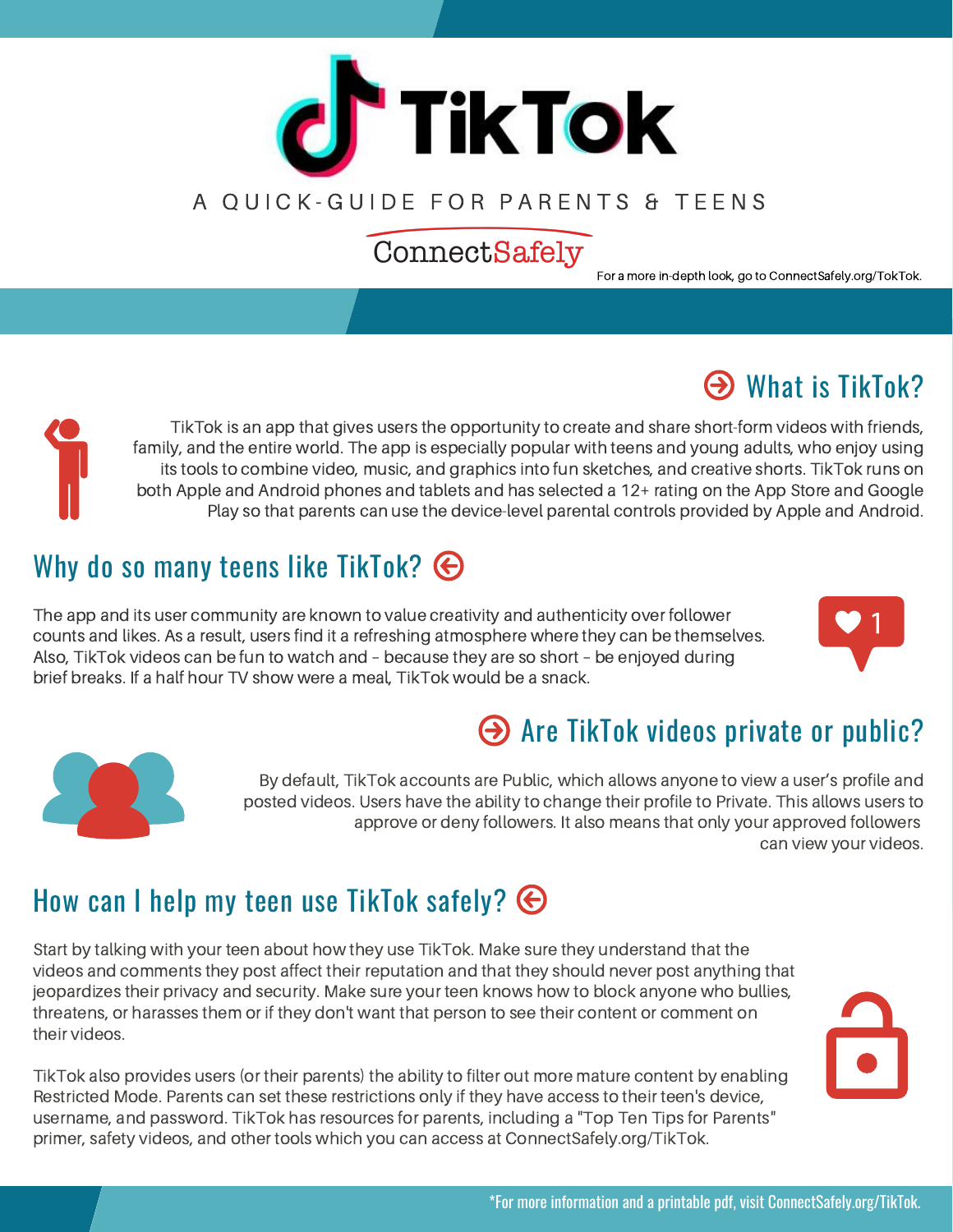# TikTok

A QUICK-GUIDE FOR PARENTS & TEENS

ConnectSafely

For a more in-depth look, go to ConnectSafely.org/TokTok.

## What is TikTok?

TikTok is an app that gives users the opportunity to create and share short-form videos with friends, family, and the entire world. The app is especially popular with teens and young adults, who enjoy using its tools to combine video, music, and graphics into fun sketches, and creative shorts. TikTok runs on both Apple and Android phones and tablets and has selected a 12+ rating on the App Store and Google Play so that parents can use the device-level parental controls provided by Apple and Android.

## Why do so many teens like TikTok?

The app and its user community are known to value creativity and authenticity over follower counts and likes. As a result, users find it a refreshing atmosphere where they can be themselves. Also, TikTok videos can be fun to watch and – because they are so short – be enjoyed during brief breaks. If a half hour TV show were a meal, TikTok would be a snack.

## Are TikTok videos private or public?

By default, TikTok accounts are Public, which allows anyone to view a user's profile and posted videos. Users have the ability to change their profile to Private. This allows users to approve or deny followers. It also means that only your approved followers can view your videos.

## How can I help my teen use TikTok safely?

Start by talking with your teen about how they use TikTok. Make sure they understand that the videos and comments they post affect their reputation and that they should never post anything that jeopardizes their privacy and security. Make sure your teen knows how to block anyone who bullies, threatens, or harasses them or if they don't want that person to see their content or comment on their videos.

TikTok also provides users (or their parents) the ability to filter out more mature content by enabling Restricted Mode. Parents can set these restrictions only if they have access to their teen's device, username, and password. TikTok has resources for parents, including a "Top Ten Tips for Parents" primer, safety videos, and other tools which you can access at ConnectSafely.org/TikTok.

*For more information and a printable pdf, visit ConnectSafely.org/TikTok.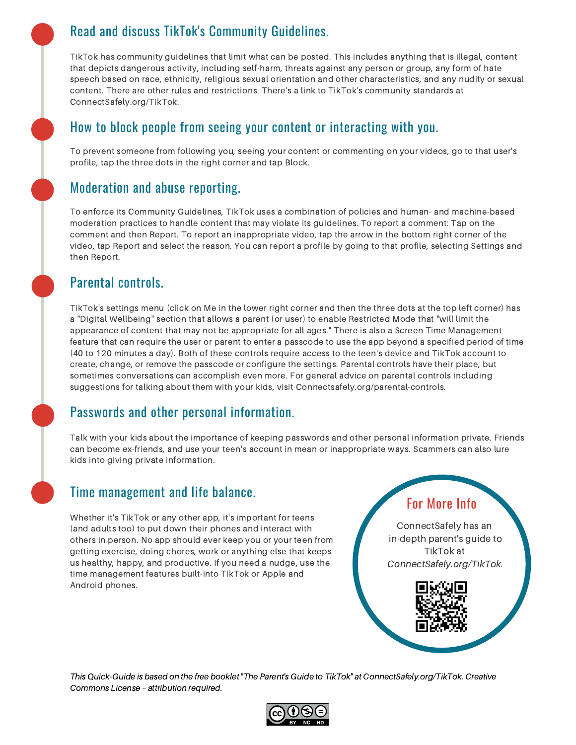## Read and discuss TikTok's Community Guidelines.

TikTok has community guidelines that limit what can be posted. This includes anything that is illegal, content that depicts dangerous activity, including self-harm, threats against any person or group, any form of hate speech based on race, ethnicity, religious sexual orientation and other characteristics, and any nudity or sexual content. There are other rules and restrictions. There's a link to TikTok's community standards at ConnectSafely.org/TikTok.

## How to block people from seeing your content or interacting with you.

To prevent someone from following you, seeing your content or commenting on your videos, go to that user's profile, tap the three dots in the right corner and tap Block.

## Moderation and abuse reporting.

To enforce its Community Guidelines, TikTok uses a combination of policies and human- and machine-based moderation practices to handle content that may violate its guidelines. To report a comment: Tap on the comment and then Report. To report an inappropriate video, tap the arrow in the bottom right corner of the video, tap Report and select the reason. You can report a profile by going to that profile, selecting Settings and then Report.

## Parental controls.

TikTok's settings menu (click on Me in the lower right corner and then the three dots at the top left corner) has a "Digital Wellbeing" section that allows a parent (or user) to enable Restricted Mode that "will limit the appearance of content that may not be appropriate for all ages." There is also a Screen Time Management feature that can require the user or parent to enter a passcode to use the app beyond a specified period of time (40 to 120 minutes a day). Both of these controls require access to the teen's device and TikTok account to create, change, or remove the passcode or configure the settings. Parental controls have their place, but sometimes conversations can accomplish even more. For general advice on parental controls including suggestions for talking about them with your kids, visit Connectsafely.org/parental-controls.

## Passwords and other personal information.

Talk with your kids about the importance of keeping passwords and other personal information private. Friends can become ex-friends, and use your teen's account in mean or inappropriate ways. Scammers can also lure kids into giving private information.

## Time management and life balance.

Whether it's TikTok or any other app, it's important for teens (and adults too) to put down their phones and interact with others in person. No app should ever keep you or your teen from getting exercise, doing chores, work or anything else that keeps us healthy, happy, and productive. If you need a nudge, use the time management features built-into TikTok or Apple and Android phones.

## For More Info

ConnectSafely has an in-depth parent's guide to TikTok at *ConnectSafely.org/TikTok.*

*This Quick-Guide is based on the free booklet "The Parent's Guide to TikTok" at ConnectSafely.org/TikTok. Creative Commons License – attribution required.*